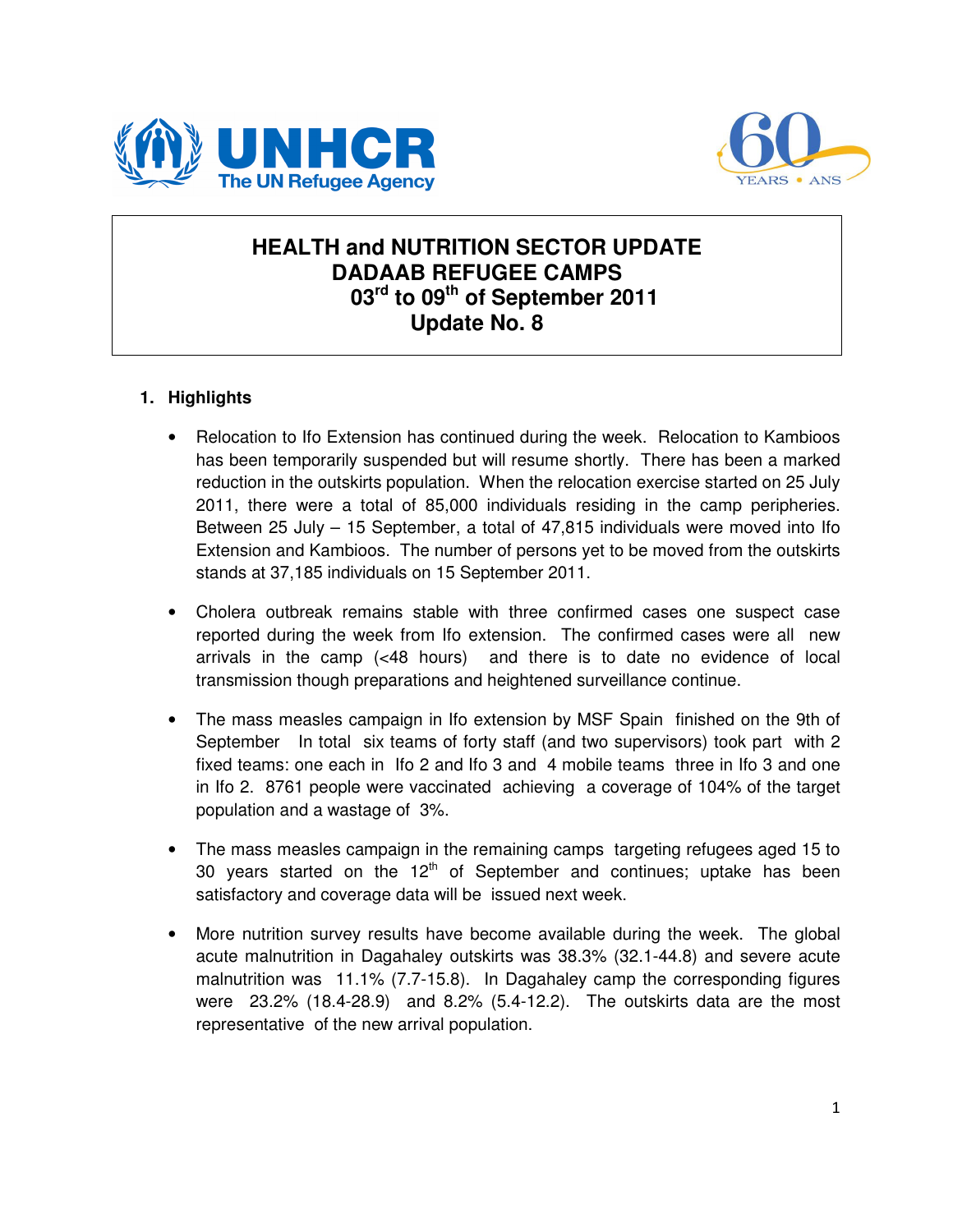# HEALTH and NUTRITION SECTOR UPDATE
# DADAAB REFUGEE CAMPS
# 03rd to 09th of September 2011
# Update No. 8

## 1. Highlights

- Relocation to Ifo Extension has continued during the week. Relocation to Kambioos has been temporarily suspended but will resume shortly. There has been a marked reduction in the outskirts population. When the relocation exercise started on 25 July 2011, there were a total of 85,000 individuals residing in the camp peripheries. Between 25 July – 15 September, a total of 47,815 individuals were moved into Ifo Extension and Kambioos. The number of persons yet to be moved from the outskirts stands at 37,185 individuals on 15 September 2011.

- Cholera outbreak remains stable with three confirmed cases one suspect case reported during the week from Ifo extension. The confirmed cases were all new arrivals in the camp (<48 hours) and there is to date no evidence of local transmission though preparations and heightened surveillance continue.

- The mass measles campaign in Ifo extension by MSF Spain finished on the 9th of September In total six teams of forty staff (and two supervisors) took part with 2 fixed teams: one each in Ifo 2 and Ifo 3 and 4 mobile teams three in Ifo 3 and one in Ifo 2. 8761 people were vaccinated achieving a coverage of 104% of the target population and a wastage of 3%.

- The mass measles campaign in the remaining camps targeting refugees aged 15 to 30 years started on the 12th of September and continues; uptake has been satisfactory and coverage data will be issued next week.

- More nutrition survey results have become available during the week. The global acute malnutrition in Dagahaley outskirts was 38.3% (32.1-44.8) and severe acute malnutrition was 11.1% (7.7-15.8). In Dagahaley camp the corresponding figures were 23.2% (18.4-28.9) and 8.2% (5.4-12.2). The outskirts data are the most representative of the new arrival population.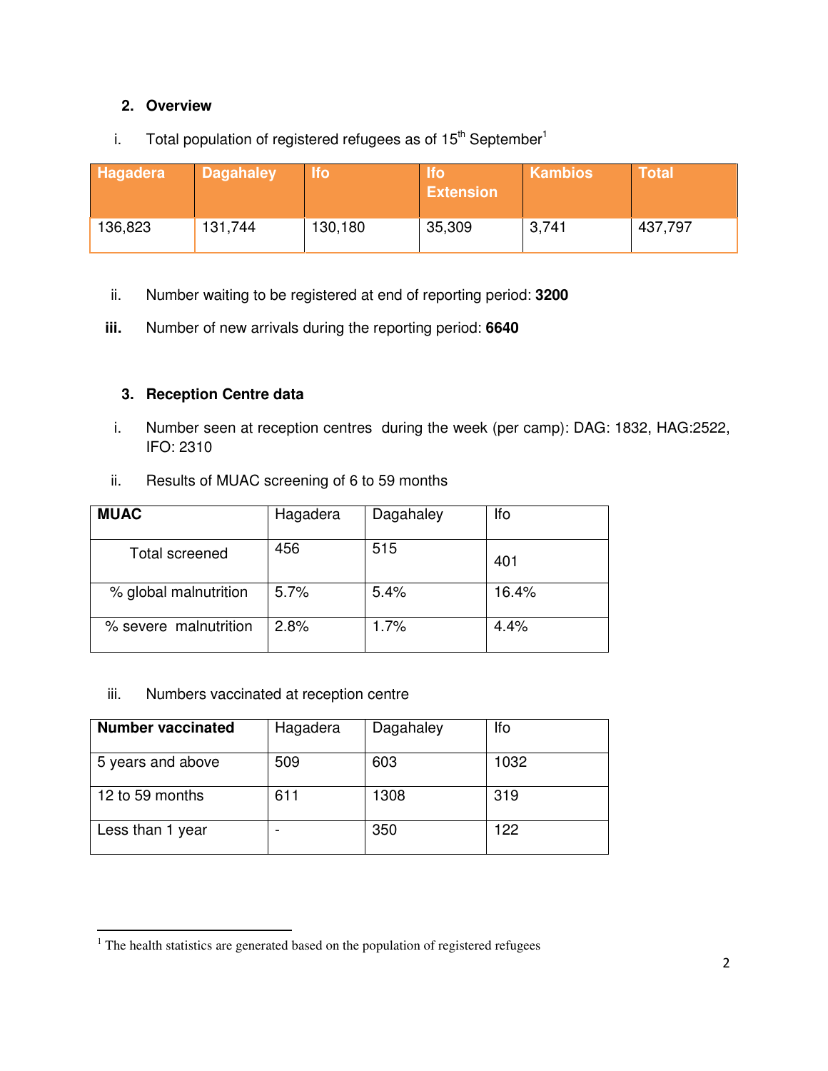## 2. Overview

i. Total population of registered refugees as of 15th September[1]

| Hagadera | Dagahaley | Ifo | Ifo Extension | Kambios | Total |
|---|---|---|---|---|---|
| 136,823 | 131,744 | 130,180 | 35,309 | 3,741 | 437,797 |

ii. Number waiting to be registered at end of reporting period: **3200**

**iii.** Number of new arrivals during the reporting period: **6640**

## 3. Reception Centre data

i. Number seen at reception centres during the week (per camp): DAG: 1832, HAG:2522, IFO: 2310

ii. Results of MUAC screening of 6 to 59 months

| MUAC | Hagadera | Dagahaley | Ifo |
|---|---|---|---|
| Total screened | 456 | 515 | 401 |
| % global malnutrition | 5.7% | 5.4% | 16.4% |
| % severe malnutrition | 2.8% | 1.7% | 4.4% |

iii. Numbers vaccinated at reception centre

| Number vaccinated | Hagadera | Dagahaley | Ifo |
|---|---|---|---|
| 5 years and above | 509 | 603 | 1032 |
| 12 to 59 months | 611 | 1308 | 319 |
| Less than 1 year | - | 350 | 122 |

[1] The health statistics are generated based on the population of registered refugees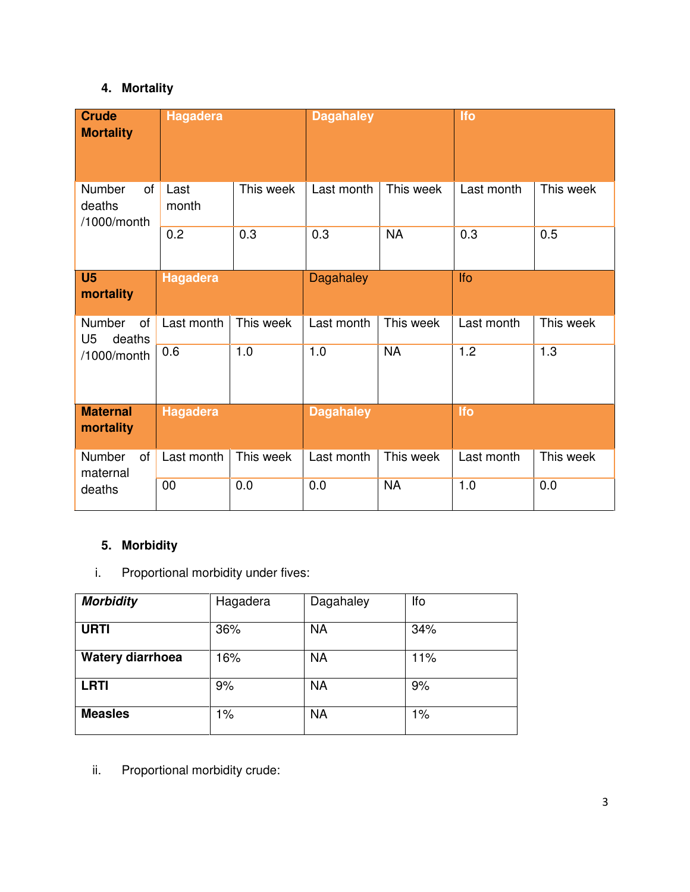## 4. Mortality

| Crude Mortality | Hagadera | | Dagahaley | | Ifo | |
|---|---|---|---|---|---|---|
| Number of deaths /1000/month | Last month | This week | Last month | This week | Last month | This week |
| | 0.2 | 0.3 | 0.3 | NA | 0.3 | 0.5 |

| U5 mortality | Hagadera | | Dagahaley | | Ifo | |
|---|---|---|---|---|---|---|
| Number of U5 deaths /1000/month | Last month | This week | Last month | This week | Last month | This week |
| | 0.6 | 1.0 | 1.0 | NA | 1.2 | 1.3 |

| Maternal mortality | Hagadera | | Dagahaley | | Ifo | |
|---|---|---|---|---|---|---|
| Number of maternal deaths | Last month | This week | Last month | This week | Last month | This week |
| | 00 | 0.0 | 0.0 | NA | 1.0 | 0.0 |

## 5. Morbidity

i. Proportional morbidity under fives:

| ***Morbidity*** | Hagadera | Dagahaley | Ifo |
|---|---|---|---|
| **URTI** | 36% | NA | 34% |
| **Watery diarrhoea** | 16% | NA | 11% |
| **LRTI** | 9% | NA | 9% |
| **Measles** | 1% | NA | 1% |

ii. Proportional morbidity crude: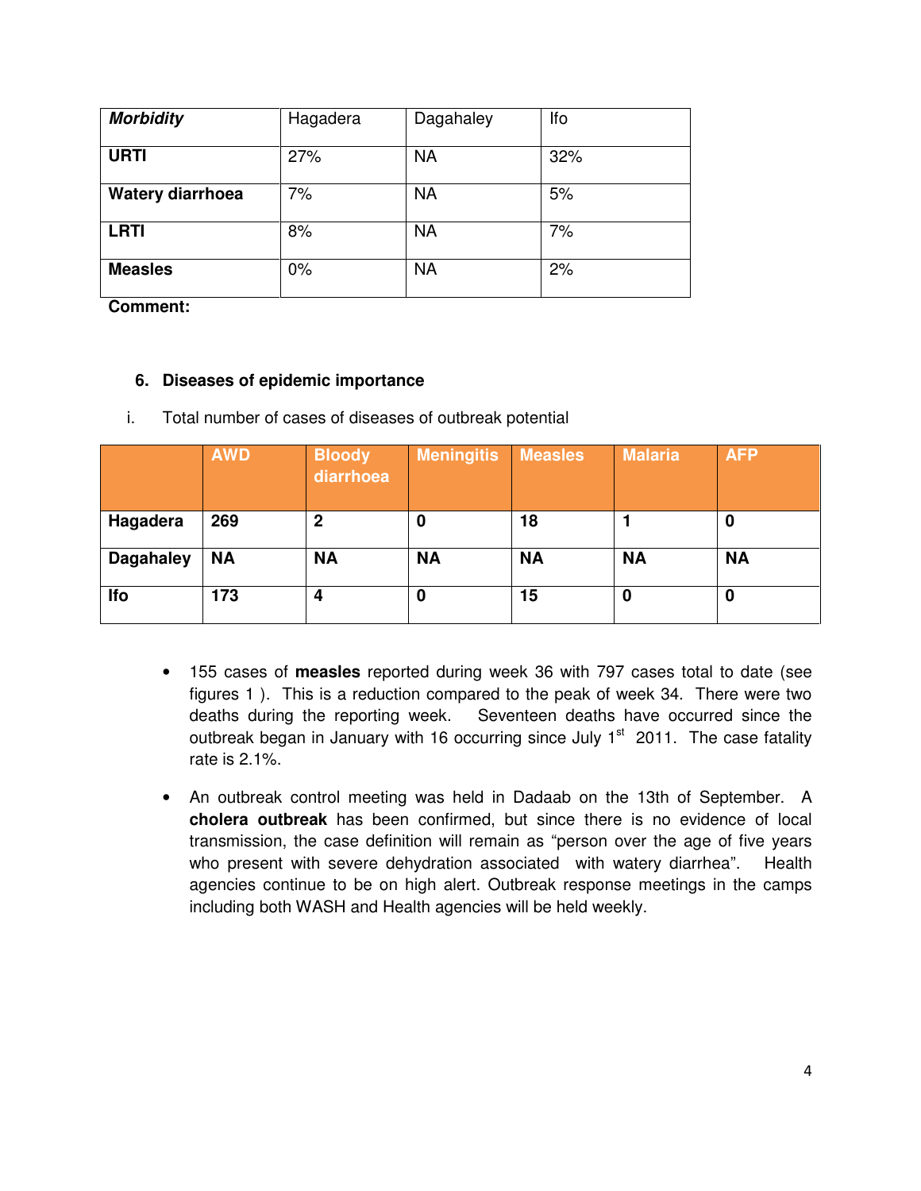| ***Morbidity*** | Hagadera | Dagahaley | Ifo |
|---|---|---|---|
| **URTI** | 27% | NA | 32% |
| **Watery diarrhoea** | 7% | NA | 5% |
| **LRTI** | 8% | NA | 7% |
| **Measles** | 0% | NA | 2% |

**Comment:**

## 6. Diseases of epidemic importance

i. Total number of cases of diseases of outbreak potential

| | AWD | Bloody diarrhoea | Meningitis | Measles | Malaria | AFP |
|---|---|---|---|---|---|---|
| **Hagadera** | **269** | **2** | **0** | **18** | **1** | **0** |
| **Dagahaley** | **NA** | **NA** | **NA** | **NA** | **NA** | **NA** |
| **Ifo** | **173** | **4** | **0** | **15** | **0** | **0** |

- 155 cases of **measles** reported during week 36 with 797 cases total to date (see figures 1 ). This is a reduction compared to the peak of week 34. There were two deaths during the reporting week. Seventeen deaths have occurred since the outbreak began in January with 16 occurring since July 1st 2011. The case fatality rate is 2.1%.

- An outbreak control meeting was held in Dadaab on the 13th of September. A **cholera outbreak** has been confirmed, but since there is no evidence of local transmission, the case definition will remain as "person over the age of five years who present with severe dehydration associated with watery diarrhea". Health agencies continue to be on high alert. Outbreak response meetings in the camps including both WASH and Health agencies will be held weekly.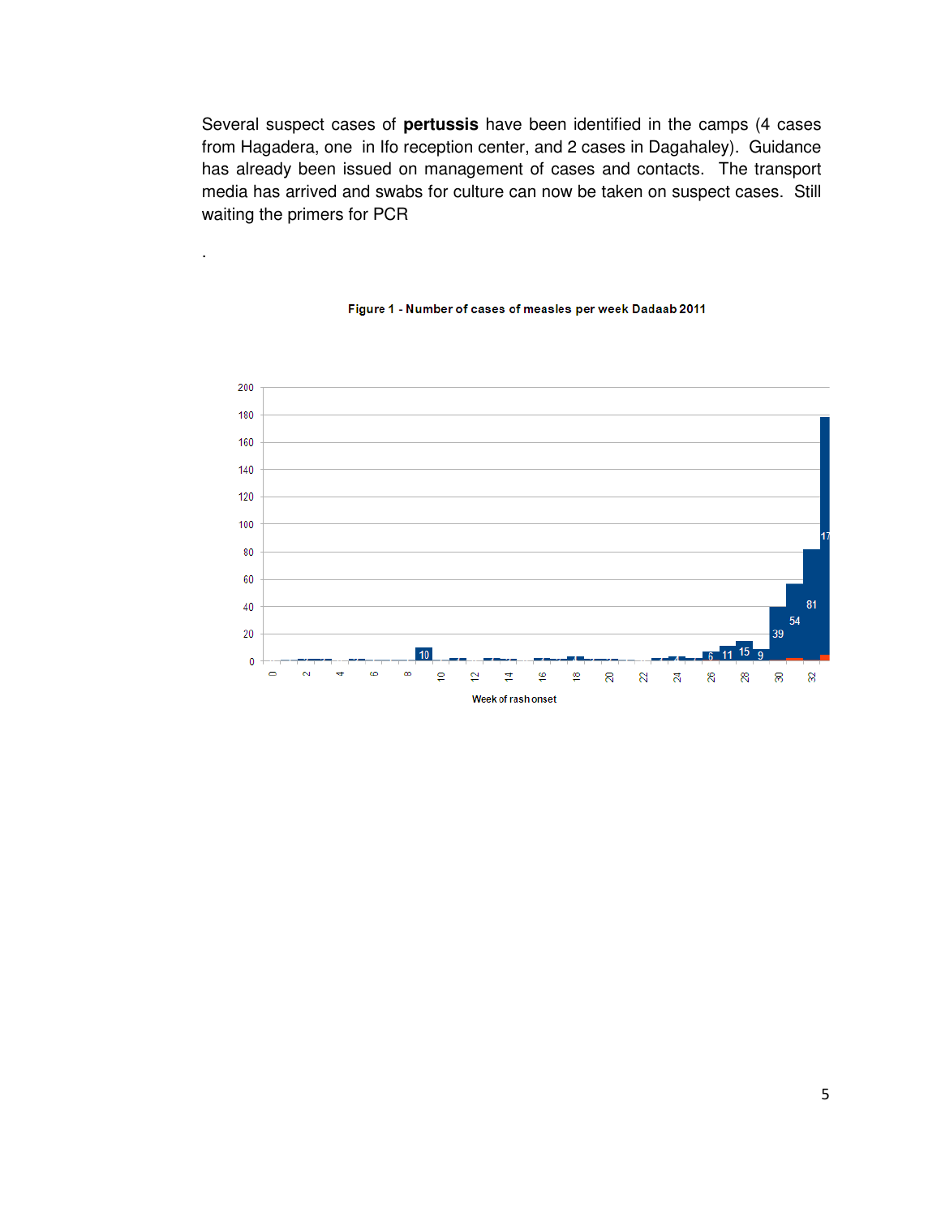Several suspect cases of **pertussis** have been identified in the camps (4 cases from Hagadera, one in Ifo reception center, and 2 cases in Dagahaley). Guidance has already been issued on management of cases and contacts. The transport media has arrived and swabs for culture can now be taken on suspect cases. Still waiting the primers for PCR

.

Figure 1 - Number of cases of measles per week Dadaab 2011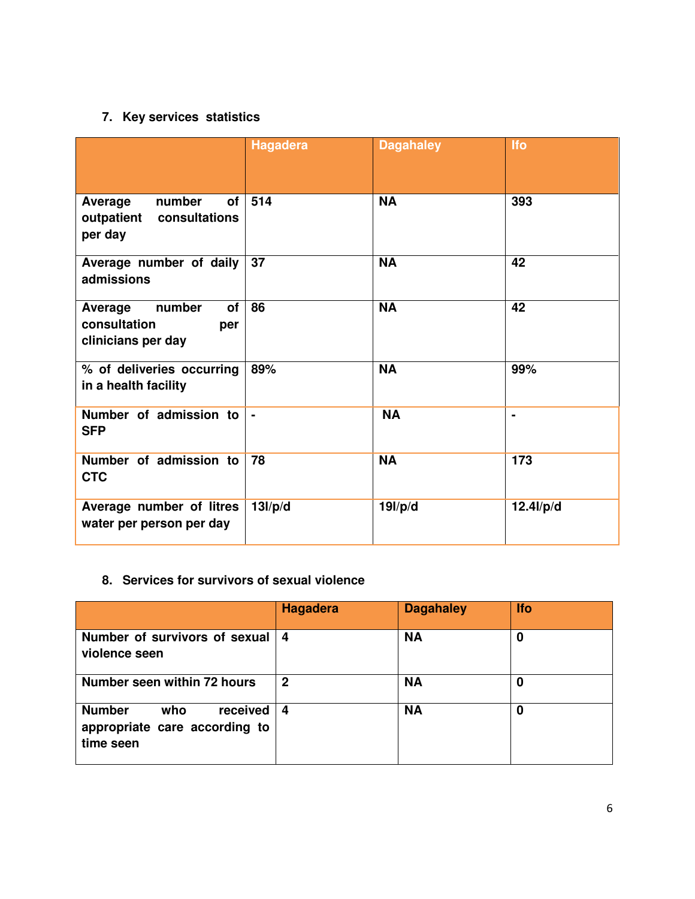## 7. Key services statistics

| | Hagadera | Dagahaley | Ifo |
|---|---|---|---|
| Average number of outpatient consultations per day | 514 | NA | 393 |
| Average number of daily admissions | 37 | NA | 42 |
| Average number of consultation per clinicians per day | 86 | NA | 42 |
| % of deliveries occurring in a health facility | 89% | NA | 99% |
| Number of admission to SFP | - | NA | - |
| Number of admission to CTC | 78 | NA | 173 |
| Average number of litres water per person per day | 13l/p/d | 19l/p/d | 12.4l/p/d |

## 8. Services for survivors of sexual violence

| | Hagadera | Dagahaley | Ifo |
|---|---|---|---|
| Number of survivors of sexual violence seen | 4 | NA | 0 |
| Number seen within 72 hours | 2 | NA | 0 |
| Number who received appropriate care according to time seen | 4 | NA | 0 |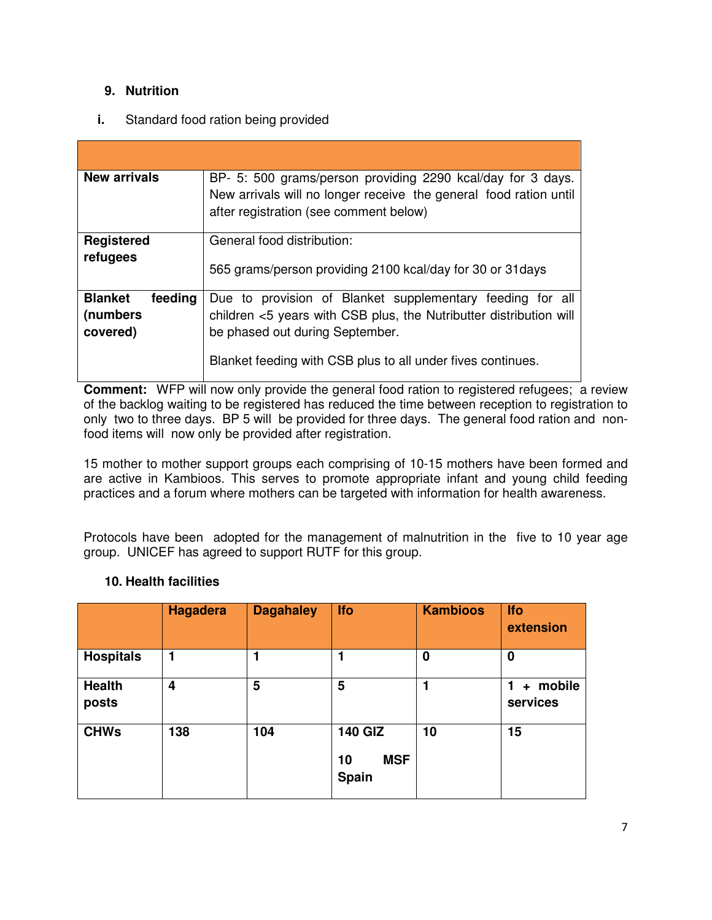## 9. Nutrition

**i.** Standard food ration being provided

| | |
|---|---|
| **New arrivals** | BP- 5: 500 grams/person providing 2290 kcal/day for 3 days. New arrivals will no longer receive the general food ration until after registration (see comment below) |
| **Registered refugees** | General food distribution:<br><br>565 grams/person providing 2100 kcal/day for 30 or 31days |
| **Blanket feeding (numbers covered)** | Due to provision of Blanket supplementary feeding for all children <5 years with CSB plus, the Nutributter distribution will be phased out during September.<br><br>Blanket feeding with CSB plus to all under fives continues. |

**Comment:** WFP will now only provide the general food ration to registered refugees; a review of the backlog waiting to be registered has reduced the time between reception to registration to only two to three days. BP 5 will be provided for three days. The general food ration and non-food items will now only be provided after registration.

15 mother to mother support groups each comprising of 10-15 mothers have been formed and are active in Kambioos. This serves to promote appropriate infant and young child feeding practices and a forum where mothers can be targeted with information for health awareness.

Protocols have been adopted for the management of malnutrition in the five to 10 year age group. UNICEF has agreed to support RUTF for this group.

## 10. Health facilities

| | **Hagadera** | **Dagahaley** | **Ifo** | **Kambioos** | **Ifo extension** |
|---|---|---|---|---|---|
| **Hospitals** | **1** | **1** | **1** | **0** | **0** |
| **Health posts** | **4** | **5** | **5** | **1** | **1 + mobile services** |
| **CHWs** | **138** | **104** | **140 GIZ**<br><br>**10 MSF Spain** | **10** | **15** |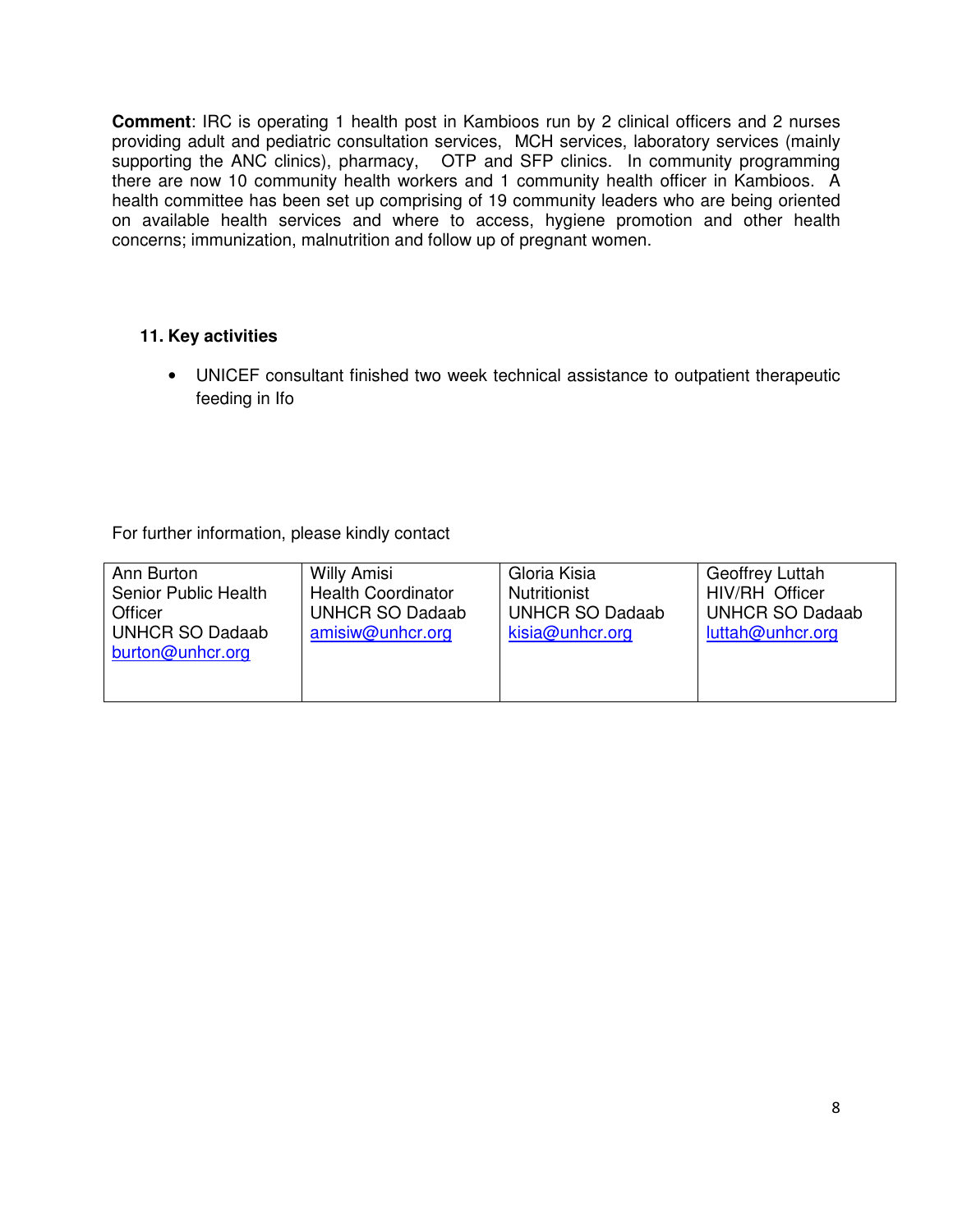**Comment**: IRC is operating 1 health post in Kambioos run by 2 clinical officers and 2 nurses providing adult and pediatric consultation services, MCH services, laboratory services (mainly supporting the ANC clinics), pharmacy, OTP and SFP clinics. In community programming there are now 10 community health workers and 1 community health officer in Kambioos. A health committee has been set up comprising of 19 community leaders who are being oriented on available health services and where to access, hygiene promotion and other health concerns; immunization, malnutrition and follow up of pregnant women.

### 11. Key activities

- UNICEF consultant finished two week technical assistance to outpatient therapeutic feeding in Ifo

For further information, please kindly contact

| | | | |
|---|---|---|---|
| Ann Burton<br>Senior Public Health Officer<br>UNHCR SO Dadaab<br>burton@unhcr.org | Willy Amisi<br>Health Coordinator<br>UNHCR SO Dadaab<br>amisiw@unhcr.org | Gloria Kisia<br>Nutritionist<br>UNHCR SO Dadaab<br>kisia@unhcr.org | Geoffrey Luttah<br>HIV/RH Officer<br>UNHCR SO Dadaab<br>luttah@unhcr.org |